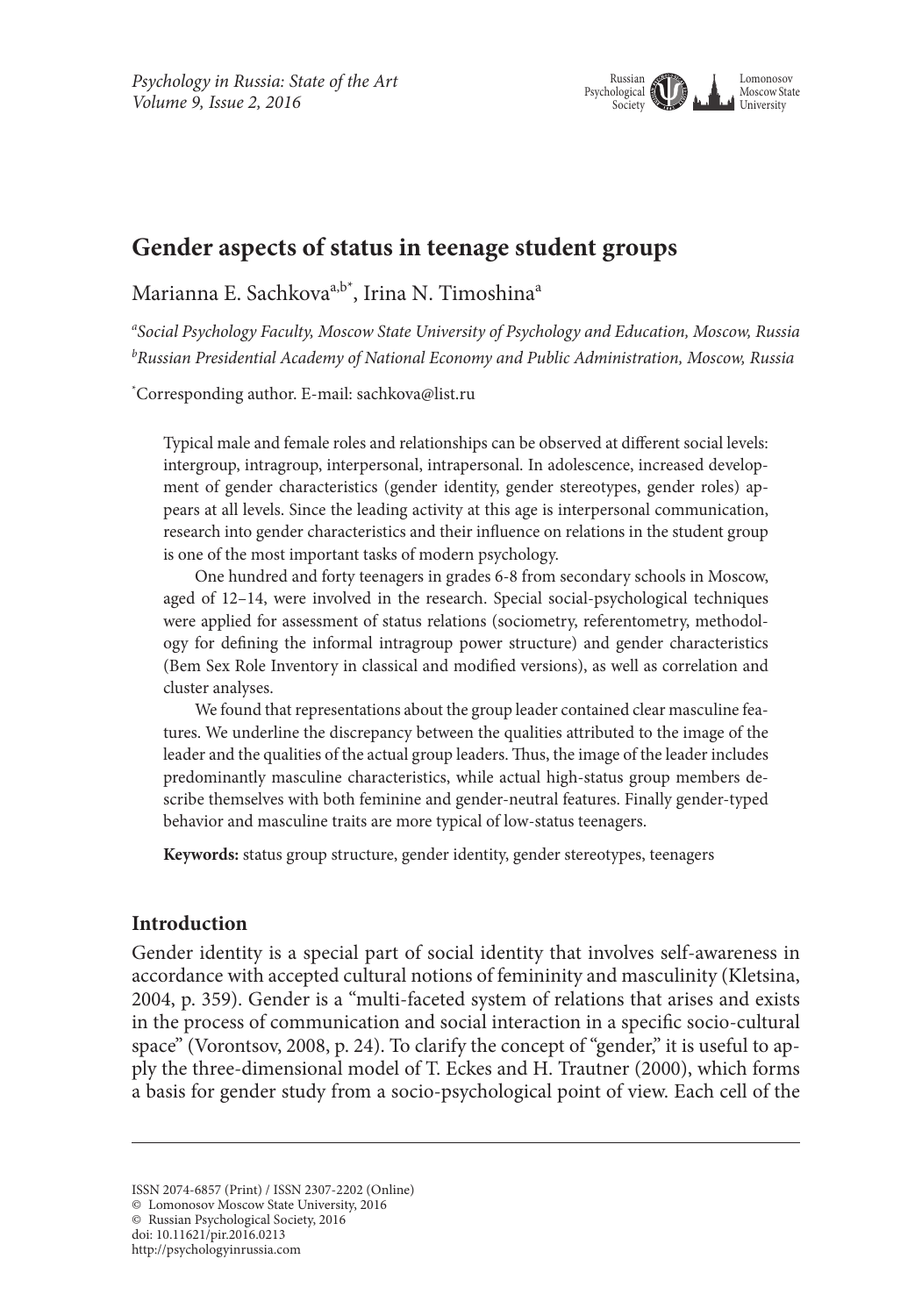# Gender aspects of status in teenage student groups

Marianna E. Sachkova[a,b*], Irina N. Timoshina[a]

[a] *Social Psychology Faculty, Moscow State University of Psychology and Education, Moscow, Russia*
[b] *Russian Presidential Academy of National Economy and Public Administration, Moscow, Russia*

[*] Corresponding author. E-mail: sachkova@list.ru

Typical male and female roles and relationships can be observed at different social levels: intergroup, intragroup, interpersonal, intrapersonal. In adolescence, increased development of gender characteristics (gender identity, gender stereotypes, gender roles) appears at all levels. Since the leading activity at this age is interpersonal communication, research into gender characteristics and their influence on relations in the student group is one of the most important tasks of modern psychology.

One hundred and forty teenagers in grades 6-8 from secondary schools in Moscow, aged of 12–14, were involved in the research. Special social-psychological techniques were applied for assessment of status relations (sociometry, referentometry, methodology for defining the informal intragroup power structure) and gender characteristics (Bem Sex Role Inventory in classical and modified versions), as well as correlation and cluster analyses.

We found that representations about the group leader contained clear masculine features. We underline the discrepancy between the qualities attributed to the image of the leader and the qualities of the actual group leaders. Thus, the image of the leader includes predominantly masculine characteristics, while actual high-status group members describe themselves with both feminine and gender-neutral features. Finally gender-typed behavior and masculine traits are more typical of low-status teenagers.

**Keywords:** status group structure, gender identity, gender stereotypes, teenagers

## Introduction

Gender identity is a special part of social identity that involves self-awareness in accordance with accepted cultural notions of femininity and masculinity (Kletsina, 2004, p. 359). Gender is a "multi-faceted system of relations that arises and exists in the process of communication and social interaction in a specific socio-cultural space" (Vorontsov, 2008, p. 24). To clarify the concept of "gender," it is useful to apply the three-dimensional model of T. Eckes and H. Trautner (2000), which forms a basis for gender study from a socio-psychological point of view. Each cell of the

ISSN 2074-6857 (Print) / ISSN 2307-2202 (Online)
© Lomonosov Moscow State University, 2016
© Russian Psychological Society, 2016
doi: 10.11621/pir.2016.0213
http://psychologyinrussia.com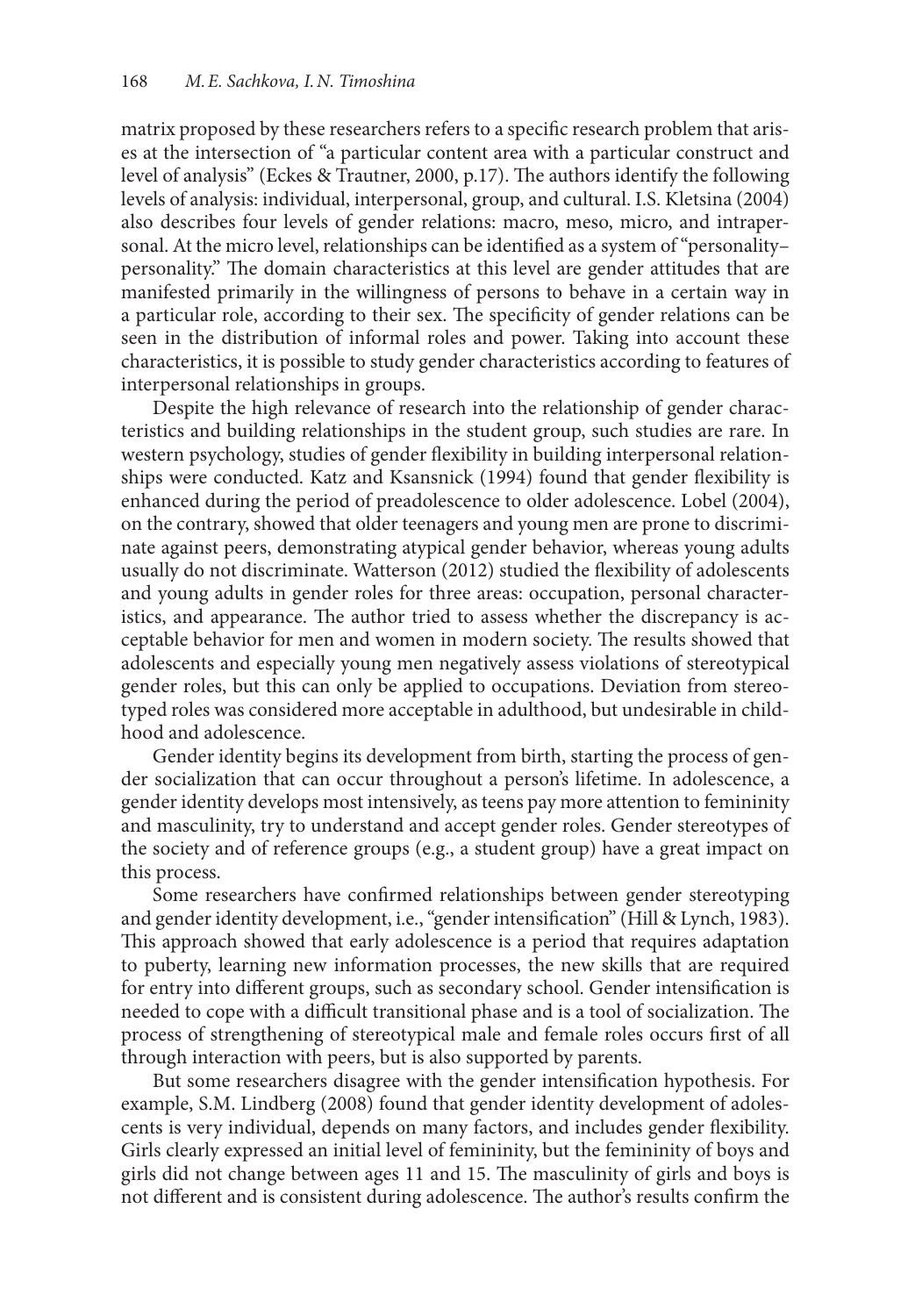matrix proposed by these researchers refers to a specific research problem that arises at the intersection of "a particular content area with a particular construct and level of analysis" (Eckes & Trautner, 2000, p.17). The authors identify the following levels of analysis: individual, interpersonal, group, and cultural. I.S. Kletsina (2004) also describes four levels of gender relations: macro, meso, micro, and intrapersonal. At the micro level, relationships can be identified as a system of "personality–personality." The domain characteristics at this level are gender attitudes that are manifested primarily in the willingness of persons to behave in a certain way in a particular role, according to their sex. The specificity of gender relations can be seen in the distribution of informal roles and power. Taking into account these characteristics, it is possible to study gender characteristics according to features of interpersonal relationships in groups.

Despite the high relevance of research into the relationship of gender characteristics and building relationships in the student group, such studies are rare. In western psychology, studies of gender flexibility in building interpersonal relationships were conducted. Katz and Ksansnick (1994) found that gender flexibility is enhanced during the period of preadolescence to older adolescence. Lobel (2004), on the contrary, showed that older teenagers and young men are prone to discriminate against peers, demonstrating atypical gender behavior, whereas young adults usually do not discriminate. Watterson (2012) studied the flexibility of adolescents and young adults in gender roles for three areas: occupation, personal characteristics, and appearance. The author tried to assess whether the discrepancy is acceptable behavior for men and women in modern society. The results showed that adolescents and especially young men negatively assess violations of stereotypical gender roles, but this can only be applied to occupations. Deviation from stereotyped roles was considered more acceptable in adulthood, but undesirable in childhood and adolescence.

Gender identity begins its development from birth, starting the process of gender socialization that can occur throughout a person's lifetime. In adolescence, a gender identity develops most intensively, as teens pay more attention to femininity and masculinity, try to understand and accept gender roles. Gender stereotypes of the society and of reference groups (e.g., a student group) have a great impact on this process.

Some researchers have confirmed relationships between gender stereotyping and gender identity development, i.e., "gender intensification" (Hill & Lynch, 1983). This approach showed that early adolescence is a period that requires adaptation to puberty, learning new information processes, the new skills that are required for entry into different groups, such as secondary school. Gender intensification is needed to cope with a difficult transitional phase and is a tool of socialization. The process of strengthening of stereotypical male and female roles occurs first of all through interaction with peers, but is also supported by parents.

But some researchers disagree with the gender intensification hypothesis. For example, S.M. Lindberg (2008) found that gender identity development of adolescents is very individual, depends on many factors, and includes gender flexibility. Girls clearly expressed an initial level of femininity, but the femininity of boys and girls did not change between ages 11 and 15. The masculinity of girls and boys is not different and is consistent during adolescence. The author's results confirm the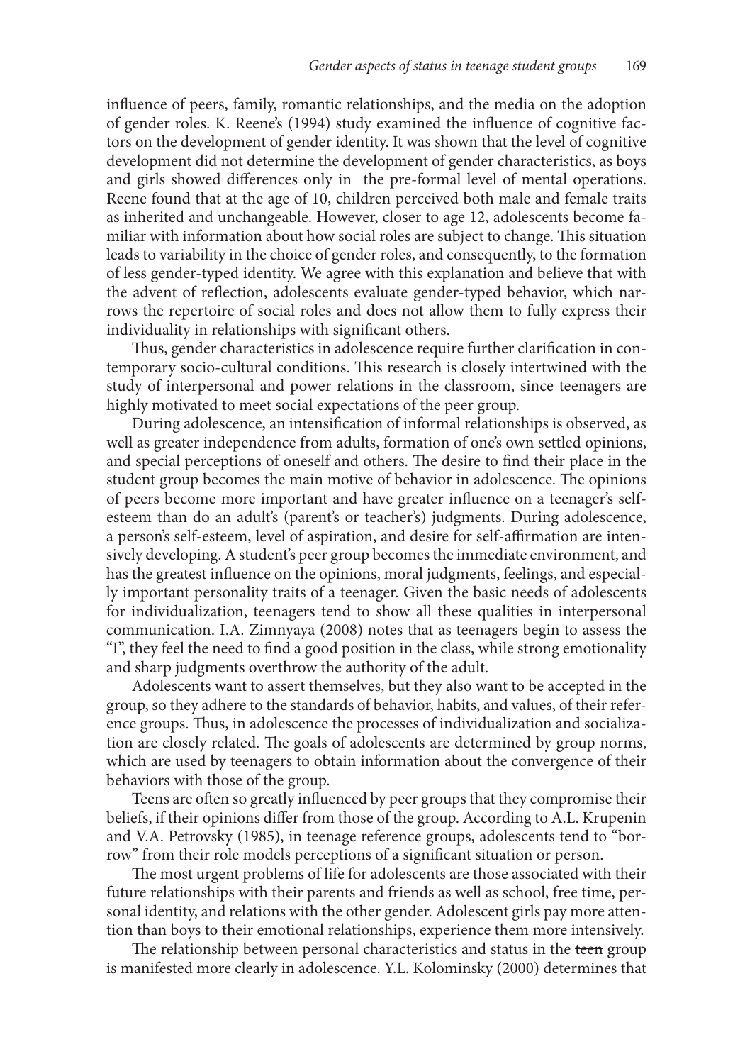influence of peers, family, romantic relationships, and the media on the adoption of gender roles. K. Reene's (1994) study examined the influence of cognitive factors on the development of gender identity. It was shown that the level of cognitive development did not determine the development of gender characteristics, as boys and girls showed differences only in the pre-formal level of mental operations. Reene found that at the age of 10, children perceived both male and female traits as inherited and unchangeable. However, closer to age 12, adolescents become familiar with information about how social roles are subject to change. This situation leads to variability in the choice of gender roles, and consequently, to the formation of less gender-typed identity. We agree with this explanation and believe that with the advent of reflection, adolescents evaluate gender-typed behavior, which narrows the repertoire of social roles and does not allow them to fully express their individuality in relationships with significant others.

Thus, gender characteristics in adolescence require further clarification in contemporary socio-cultural conditions. This research is closely intertwined with the study of interpersonal and power relations in the classroom, since teenagers are highly motivated to meet social expectations of the peer group.

During adolescence, an intensification of informal relationships is observed, as well as greater independence from adults, formation of one's own settled opinions, and special perceptions of oneself and others. The desire to find their place in the student group becomes the main motive of behavior in adolescence. The opinions of peers become more important and have greater influence on a teenager's self-esteem than do an adult's (parent's or teacher's) judgments. During adolescence, a person's self-esteem, level of aspiration, and desire for self-affirmation are intensively developing. A student's peer group becomes the immediate environment, and has the greatest influence on the opinions, moral judgments, feelings, and especially important personality traits of a teenager. Given the basic needs of adolescents for individualization, teenagers tend to show all these qualities in interpersonal communication. I.A. Zimnyaya (2008) notes that as teenagers begin to assess the "I", they feel the need to find a good position in the class, while strong emotionality and sharp judgments overthrow the authority of the adult.

Adolescents want to assert themselves, but they also want to be accepted in the group, so they adhere to the standards of behavior, habits, and values, of their reference groups. Thus, in adolescence the processes of individualization and socialization are closely related. The goals of adolescents are determined by group norms, which are used by teenagers to obtain information about the convergence of their behaviors with those of the group.

Teens are often so greatly influenced by peer groups that they compromise their beliefs, if their opinions differ from those of the group. According to A.L. Krupenin and V.A. Petrovsky (1985), in teenage reference groups, adolescents tend to "borrow" from their role models perceptions of a significant situation or person.

The most urgent problems of life for adolescents are those associated with their future relationships with their parents and friends as well as school, free time, personal identity, and relations with the other gender. Adolescent girls pay more attention than boys to their emotional relationships, experience them more intensively.

The relationship between personal characteristics and status in the ~~teen~~ group is manifested more clearly in adolescence. Y.L. Kolominsky (2000) determines that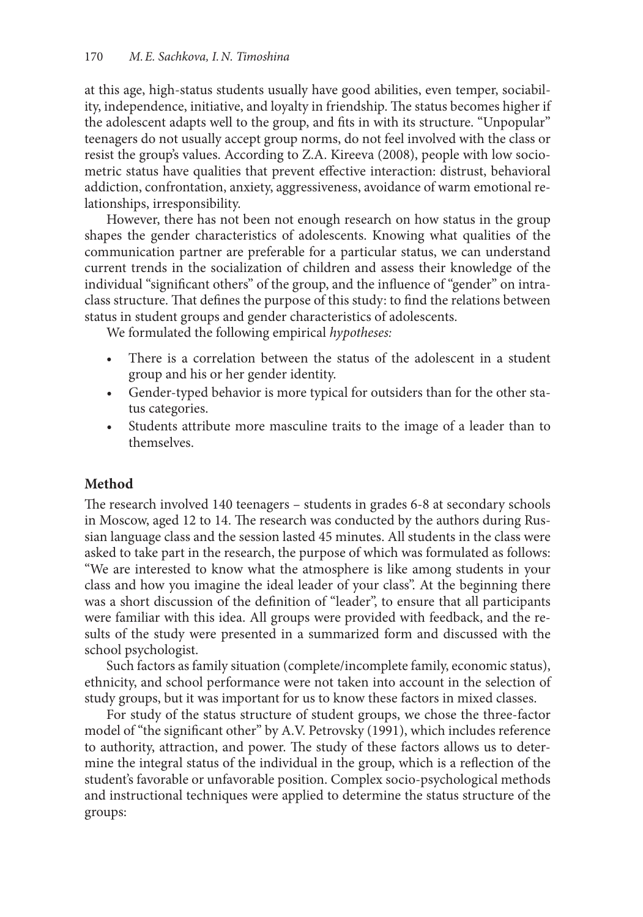at this age, high-status students usually have good abilities, even temper, sociability, independence, initiative, and loyalty in friendship. The status becomes higher if the adolescent adapts well to the group, and fits in with its structure. "Unpopular" teenagers do not usually accept group norms, do not feel involved with the class or resist the group's values. According to Z.A. Kireeva (2008), people with low sociometric status have qualities that prevent effective interaction: distrust, behavioral addiction, confrontation, anxiety, aggressiveness, avoidance of warm emotional relationships, irresponsibility.

However, there has not been not enough research on how status in the group shapes the gender characteristics of adolescents. Knowing what qualities of the communication partner are preferable for a particular status, we can understand current trends in the socialization of children and assess their knowledge of the individual "significant others" of the group, and the influence of "gender" on intraclass structure. That defines the purpose of this study: to find the relations between status in student groups and gender characteristics of adolescents.

We formulated the following empirical *hypotheses:*

- There is a correlation between the status of the adolescent in a student group and his or her gender identity.
- Gender-typed behavior is more typical for outsiders than for the other status categories.
- Students attribute more masculine traits to the image of a leader than to themselves.

## Method

The research involved 140 teenagers – students in grades 6-8 at secondary schools in Moscow, aged 12 to 14. The research was conducted by the authors during Russian language class and the session lasted 45 minutes. All students in the class were asked to take part in the research, the purpose of which was formulated as follows: "We are interested to know what the atmosphere is like among students in your class and how you imagine the ideal leader of your class". At the beginning there was a short discussion of the definition of "leader", to ensure that all participants were familiar with this idea. All groups were provided with feedback, and the results of the study were presented in a summarized form and discussed with the school psychologist.

Such factors as family situation (complete/incomplete family, economic status), ethnicity, and school performance were not taken into account in the selection of study groups, but it was important for us to know these factors in mixed classes.

For study of the status structure of student groups, we chose the three-factor model of "the significant other" by A.V. Petrovsky (1991), which includes reference to authority, attraction, and power. The study of these factors allows us to determine the integral status of the individual in the group, which is a reflection of the student's favorable or unfavorable position. Complex socio-psychological methods and instructional techniques were applied to determine the status structure of the groups: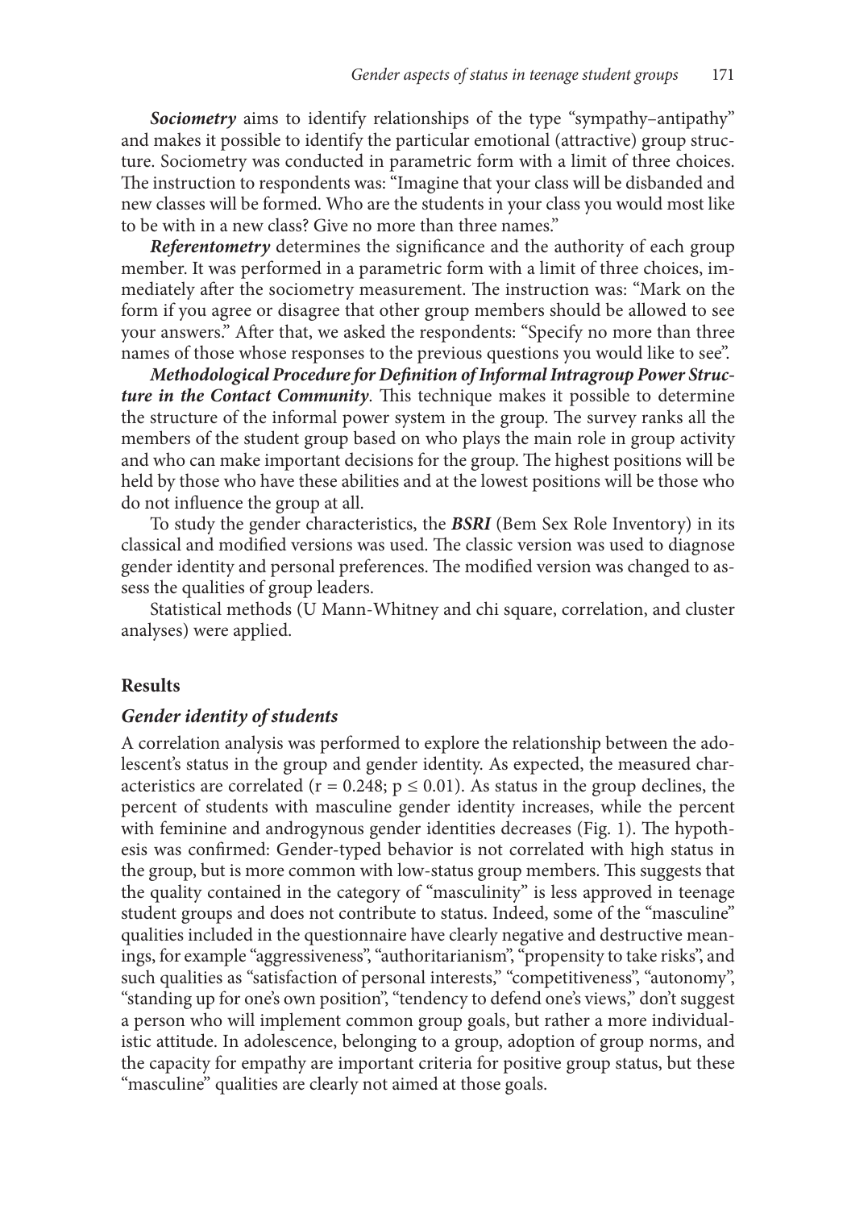***Sociometry*** aims to identify relationships of the type "sympathy–antipathy" and makes it possible to identify the particular emotional (attractive) group structure. Sociometry was conducted in parametric form with a limit of three choices. The instruction to respondents was: "Imagine that your class will be disbanded and new classes will be formed. Who are the students in your class you would most like to be with in a new class? Give no more than three names."

***Referentometry*** determines the significance and the authority of each group member. It was performed in a parametric form with a limit of three choices, immediately after the sociometry measurement. The instruction was: "Mark on the form if you agree or disagree that other group members should be allowed to see your answers." After that, we asked the respondents: "Specify no more than three names of those whose responses to the previous questions you would like to see".

***Methodological Procedure for Definition of Informal Intragroup Power Structure in the Contact Community***. This technique makes it possible to determine the structure of the informal power system in the group. The survey ranks all the members of the student group based on who plays the main role in group activity and who can make important decisions for the group. The highest positions will be held by those who have these abilities and at the lowest positions will be those who do not influence the group at all.

To study the gender characteristics, the ***BSRI*** (Bem Sex Role Inventory) in its classical and modified versions was used. The classic version was used to diagnose gender identity and personal preferences. The modified version was changed to assess the qualities of group leaders.

Statistical methods (U Mann-Whitney and chi square, correlation, and cluster analyses) were applied.

## Results

### *Gender identity of students*

A correlation analysis was performed to explore the relationship between the adolescent's status in the group and gender identity. As expected, the measured characteristics are correlated ($r = 0.248$; $p \leq 0.01$). As status in the group declines, the percent of students with masculine gender identity increases, while the percent with feminine and androgynous gender identities decreases (Fig. 1). The hypothesis was confirmed: Gender-typed behavior is not correlated with high status in the group, but is more common with low-status group members. This suggests that the quality contained in the category of "masculinity" is less approved in teenage student groups and does not contribute to status. Indeed, some of the "masculine" qualities included in the questionnaire have clearly negative and destructive meanings, for example "aggressiveness", "authoritarianism", "propensity to take risks", and such qualities as "satisfaction of personal interests," "competitiveness", "autonomy", "standing up for one's own position", "tendency to defend one's views," don't suggest a person who will implement common group goals, but rather a more individualistic attitude. In adolescence, belonging to a group, adoption of group norms, and the capacity for empathy are important criteria for positive group status, but these "masculine" qualities are clearly not aimed at those goals.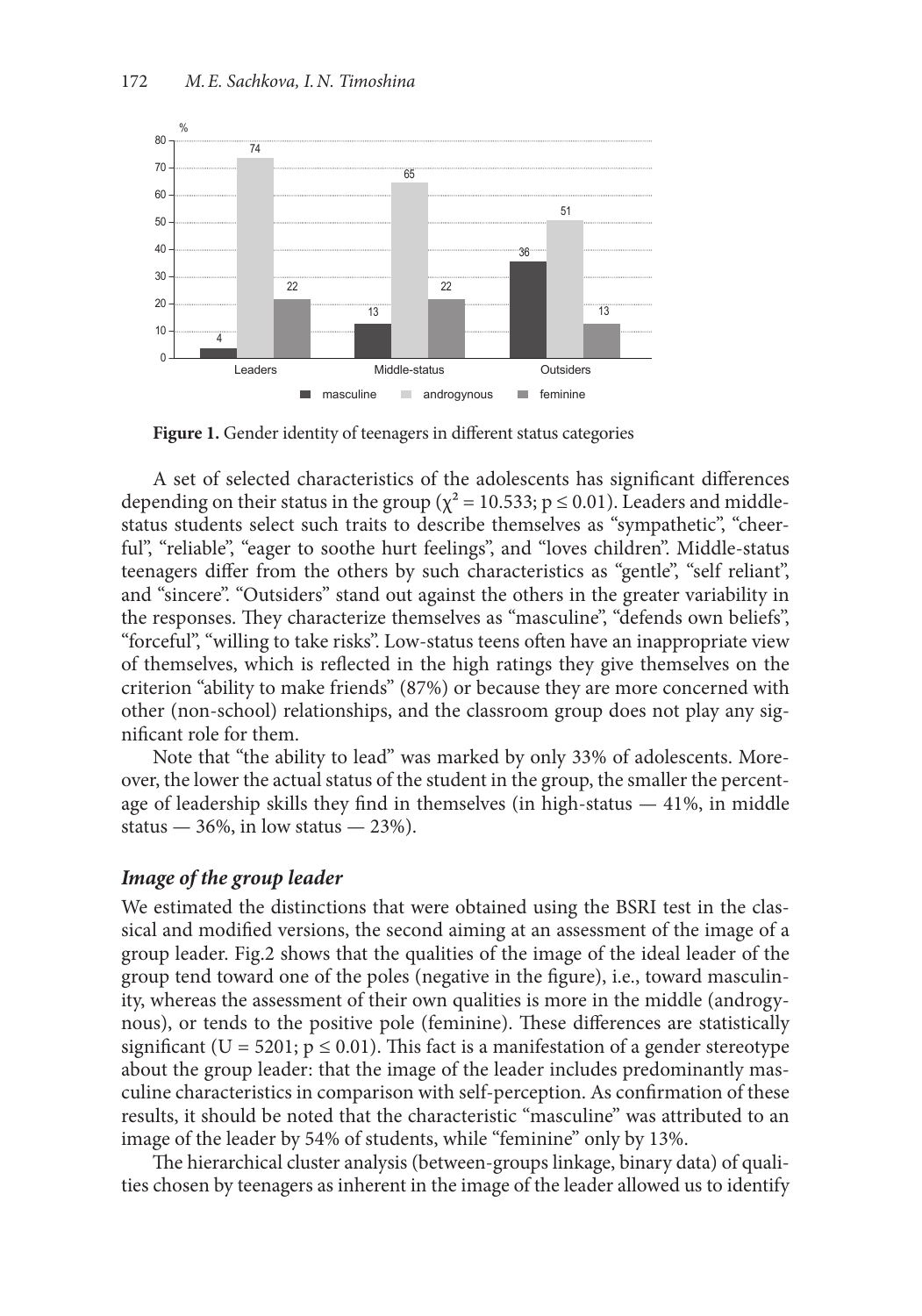**Figure 1.** Gender identity of teenagers in different status categories

A set of selected characteristics of the adolescents has significant differences depending on their status in the group ($\chi^2 = 10.533$; $p \leq 0.01$). Leaders and middle-status students select such traits to describe themselves as "sympathetic", "cheerful", "reliable", "eager to soothe hurt feelings", and "loves children". Middle-status teenagers differ from the others by such characteristics as "gentle", "self reliant", and "sincere". "Outsiders" stand out against the others in the greater variability in the responses. They characterize themselves as "masculine", "defends own beliefs", "forceful", "willing to take risks". Low-status teens often have an inappropriate view of themselves, which is reflected in the high ratings they give themselves on the criterion "ability to make friends" (87%) or because they are more concerned with other (non-school) relationships, and the classroom group does not play any significant role for them.

Note that "the ability to lead" was marked by only 33% of adolescents. Moreover, the lower the actual status of the student in the group, the smaller the percentage of leadership skills they find in themselves (in high-status — 41%, in middle status — 36%, in low status — 23%).

### *Image of the group leader*

We estimated the distinctions that were obtained using the BSRI test in the classical and modified versions, the second aiming at an assessment of the image of a group leader. Fig.2 shows that the qualities of the image of the ideal leader of the group tend toward one of the poles (negative in the figure), i.e., toward masculinity, whereas the assessment of their own qualities is more in the middle (androgynous), or tends to the positive pole (feminine). These differences are statistically significant ($U = 5201$; $p \leq 0.01$). This fact is a manifestation of a gender stereotype about the group leader: that the image of the leader includes predominantly masculine characteristics in comparison with self-perception. As confirmation of these results, it should be noted that the characteristic "masculine" was attributed to an image of the leader by 54% of students, while "feminine" only by 13%.

The hierarchical cluster analysis (between-groups linkage, binary data) of qualities chosen by teenagers as inherent in the image of the leader allowed us to identify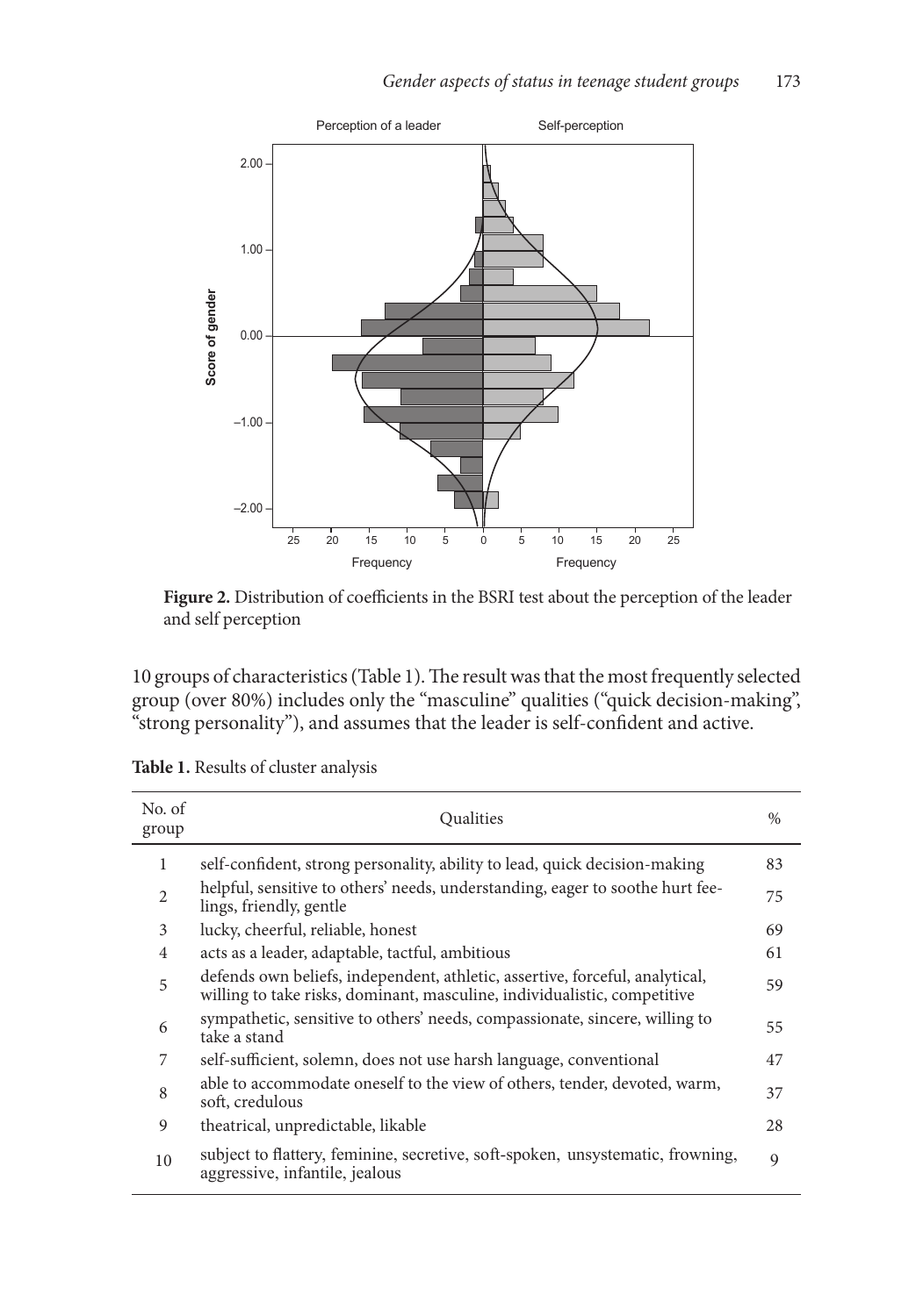**Figure 2.** Distribution of coefficients in the BSRI test about the perception of the leader and self perception

10 groups of characteristics (Table 1). The result was that the most frequently selected group (over 80%) includes only the "masculine" qualities ("quick decision-making", "strong personality"), and assumes that the leader is self-confident and active.

**Table 1.** Results of cluster analysis

| No. of group | Qualities | % |
|---|---|---|
| 1 | self-confident, strong personality, ability to lead, quick decision-making | 83 |
| 2 | helpful, sensitive to others' needs, understanding, eager to soothe hurt feelings, friendly, gentle | 75 |
| 3 | lucky, cheerful, reliable, honest | 69 |
| 4 | acts as a leader, adaptable, tactful, ambitious | 61 |
| 5 | defends own beliefs, independent, athletic, assertive, forceful, analytical, willing to take risks, dominant, masculine, individualistic, competitive | 59 |
| 6 | sympathetic, sensitive to others' needs, compassionate, sincere, willing to take a stand | 55 |
| 7 | self-sufficient, solemn, does not use harsh language, conventional | 47 |
| 8 | able to accommodate oneself to the view of others, tender, devoted, warm, soft, credulous | 37 |
| 9 | theatrical, unpredictable, likable | 28 |
| 10 | subject to flattery, feminine, secretive, soft-spoken, unsystematic, frowning, aggressive, infantile, jealous | 9 |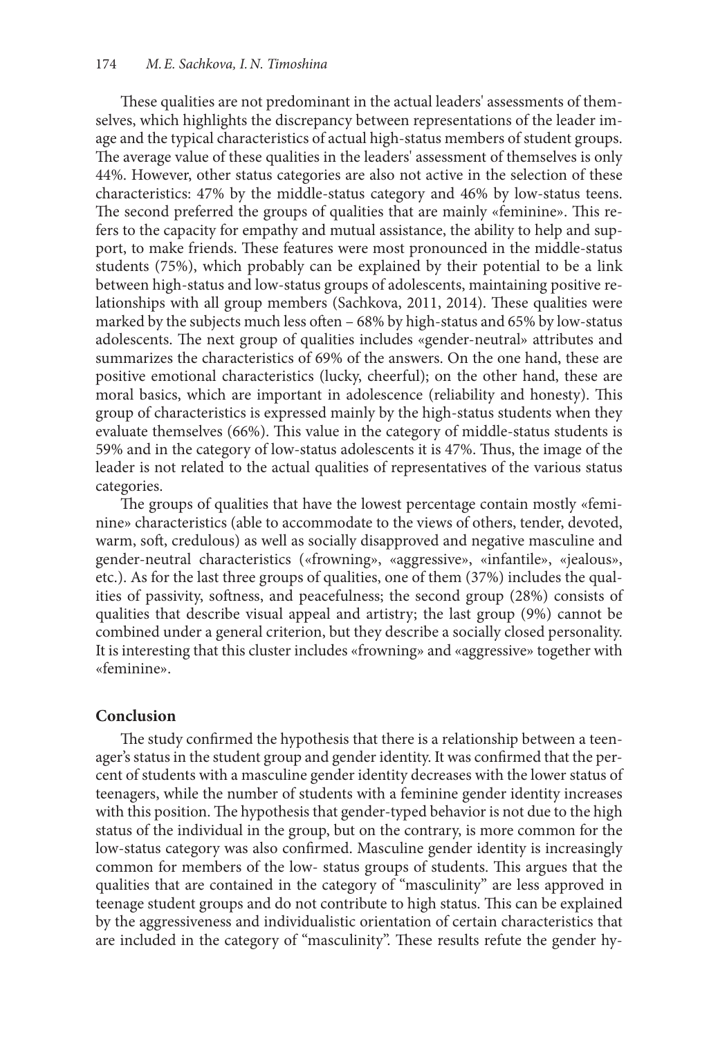These qualities are not predominant in the actual leaders' assessments of themselves, which highlights the discrepancy between representations of the leader image and the typical characteristics of actual high-status members of student groups. The average value of these qualities in the leaders' assessment of themselves is only 44%. However, other status categories are also not active in the selection of these characteristics: 47% by the middle-status category and 46% by low-status teens. The second preferred the groups of qualities that are mainly «feminine». This refers to the capacity for empathy and mutual assistance, the ability to help and support, to make friends. These features were most pronounced in the middle-status students (75%), which probably can be explained by their potential to be a link between high-status and low-status groups of adolescents, maintaining positive relationships with all group members (Sachkova, 2011, 2014). These qualities were marked by the subjects much less often – 68% by high-status and 65% by low-status adolescents. The next group of qualities includes «gender-neutral» attributes and summarizes the characteristics of 69% of the answers. On the one hand, these are positive emotional characteristics (lucky, cheerful); on the other hand, these are moral basics, which are important in adolescence (reliability and honesty). This group of characteristics is expressed mainly by the high-status students when they evaluate themselves (66%). This value in the category of middle-status students is 59% and in the category of low-status adolescents it is 47%. Thus, the image of the leader is not related to the actual qualities of representatives of the various status categories.

The groups of qualities that have the lowest percentage contain mostly «feminine» characteristics (able to accommodate to the views of others, tender, devoted, warm, soft, credulous) as well as socially disapproved and negative masculine and gender-neutral characteristics («frowning», «aggressive», «infantile», «jealous», etc.). As for the last three groups of qualities, one of them (37%) includes the qualities of passivity, softness, and peacefulness; the second group (28%) consists of qualities that describe visual appeal and artistry; the last group (9%) cannot be combined under a general criterion, but they describe a socially closed personality. It is interesting that this cluster includes «frowning» and «aggressive» together with «feminine».

## Conclusion

The study confirmed the hypothesis that there is a relationship between a teenager's status in the student group and gender identity. It was confirmed that the percent of students with a masculine gender identity decreases with the lower status of teenagers, while the number of students with a feminine gender identity increases with this position. The hypothesis that gender-typed behavior is not due to the high status of the individual in the group, but on the contrary, is more common for the low-status category was also confirmed. Masculine gender identity is increasingly common for members of the low- status groups of students. This argues that the qualities that are contained in the category of "masculinity" are less approved in teenage student groups and do not contribute to high status. This can be explained by the aggressiveness and individualistic orientation of certain characteristics that are included in the category of "masculinity". These results refute the gender hy-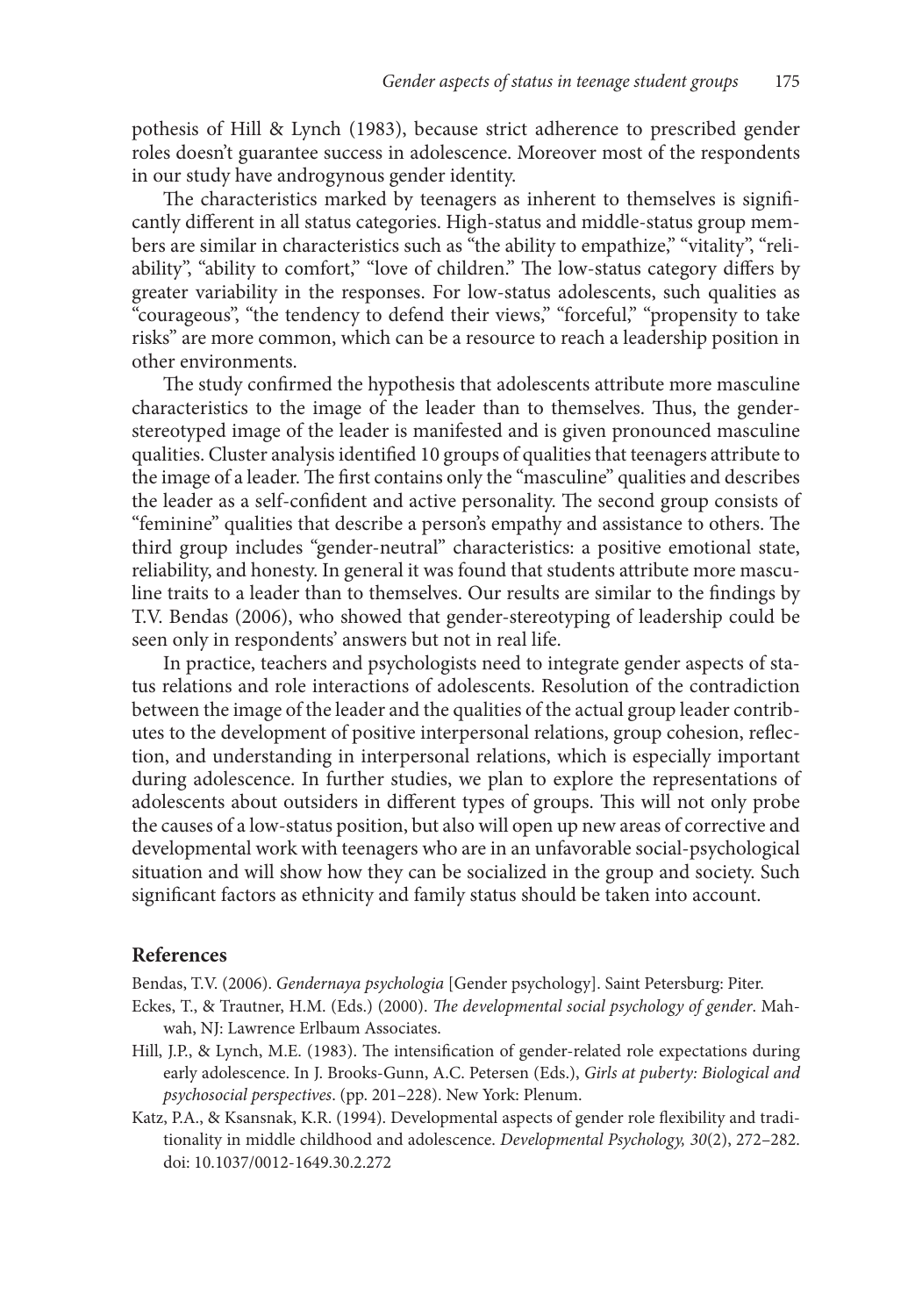pothesis of Hill & Lynch (1983), because strict adherence to prescribed gender roles doesn't guarantee success in adolescence. Moreover most of the respondents in our study have androgynous gender identity.

The characteristics marked by teenagers as inherent to themselves is significantly different in all status categories. High-status and middle-status group members are similar in characteristics such as "the ability to empathize," "vitality", "reliability", "ability to comfort," "love of children." The low-status category differs by greater variability in the responses. For low-status adolescents, such qualities as "courageous", "the tendency to defend their views," "forceful," "propensity to take risks" are more common, which can be a resource to reach a leadership position in other environments.

The study confirmed the hypothesis that adolescents attribute more masculine characteristics to the image of the leader than to themselves. Thus, the gender-stereotyped image of the leader is manifested and is given pronounced masculine qualities. Cluster analysis identified 10 groups of qualities that teenagers attribute to the image of a leader. The first contains only the "masculine" qualities and describes the leader as a self-confident and active personality. The second group consists of "feminine" qualities that describe a person's empathy and assistance to others. The third group includes "gender-neutral" characteristics: a positive emotional state, reliability, and honesty. In general it was found that students attribute more masculine traits to a leader than to themselves. Our results are similar to the findings by T.V. Bendas (2006), who showed that gender-stereotyping of leadership could be seen only in respondents' answers but not in real life.

In practice, teachers and psychologists need to integrate gender aspects of status relations and role interactions of adolescents. Resolution of the contradiction between the image of the leader and the qualities of the actual group leader contributes to the development of positive interpersonal relations, group cohesion, reflection, and understanding in interpersonal relations, which is especially important during adolescence. In further studies, we plan to explore the representations of adolescents about outsiders in different types of groups. This will not only probe the causes of a low-status position, but also will open up new areas of corrective and developmental work with teenagers who are in an unfavorable social-psychological situation and will show how they can be socialized in the group and society. Such significant factors as ethnicity and family status should be taken into account.

## References

Bendas, T.V. (2006). *Gendernaya psychologia* [Gender psychology]. Saint Petersburg: Piter.

Eckes, T., & Trautner, H.M. (Eds.) (2000). *The developmental social psychology of gender*. Mahwah, NJ: Lawrence Erlbaum Associates.

Hill, J.P., & Lynch, M.E. (1983). The intensification of gender-related role expectations during early adolescence. In J. Brooks-Gunn, A.C. Petersen (Eds.), *Girls at puberty: Biological and psychosocial perspectives*. (pp. 201–228). New York: Plenum.

Katz, P.A., & Ksansnak, K.R. (1994). Developmental aspects of gender role flexibility and traditionality in middle childhood and adolescence. *Developmental Psychology, 30*(2), 272–282. doi: 10.1037/0012-1649.30.2.272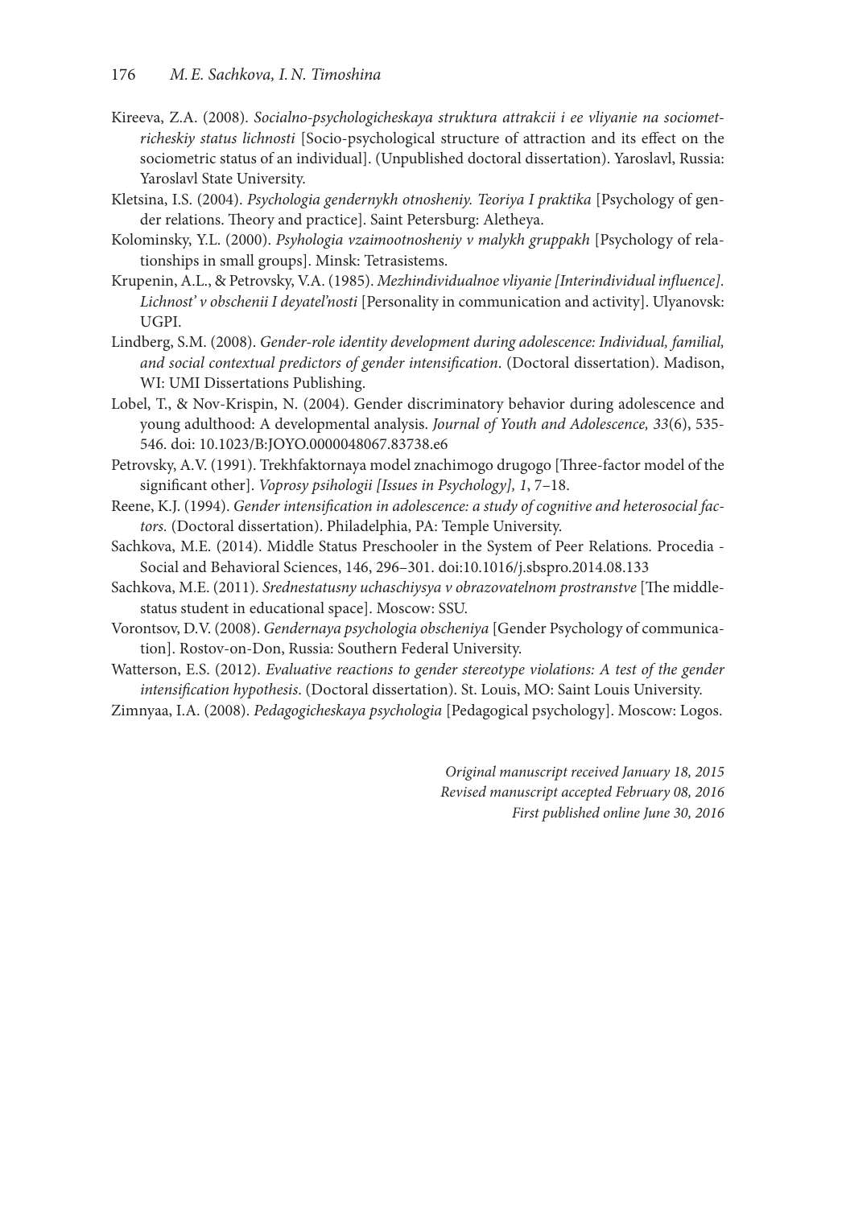Kireeva, Z.A. (2008). *Socialno-psychologicheskaya struktura attrakcii i ee vliyanie na sociometricheskiy status lichnosti* [Socio-psychological structure of attraction and its effect on the sociometric status of an individual]. (Unpublished doctoral dissertation). Yaroslavl, Russia: Yaroslavl State University.

Kletsina, I.S. (2004). *Psychologia gendernykh otnosheniy. Teoriya I praktika* [Psychology of gender relations. Theory and practice]. Saint Petersburg: Aletheya.

Kolominsky, Y.L. (2000). *Psyhologia vzaimootnosheniy v malykh gruppakh* [Psychology of relationships in small groups]. Minsk: Tetrasistems.

Krupenin, A.L., & Petrovsky, V.A. (1985). *Mezhindividualnoe vliyanie [Interindividual influence]. Lichnost' v obschenii I deyatel'nosti* [Personality in communication and activity]. Ulyanovsk: UGPI.

Lindberg, S.M. (2008). *Gender-role identity development during adolescence: Individual, familial, and social contextual predictors of gender intensification*. (Doctoral dissertation). Madison, WI: UMI Dissertations Publishing.

Lobel, T., & Nov-Krispin, N. (2004). Gender discriminatory behavior during adolescence and young adulthood: A developmental analysis. *Journal of Youth and Adolescence, 33*(6), 535-546. doi: 10.1023/B:JOYO.0000048067.83738.e6

Petrovsky, A.V. (1991). Trekhfaktornaya model znachimogo drugogo [Three-factor model of the significant other]. *Voprosy psihologii [Issues in Psychology], 1*, 7–18.

Reene, K.J. (1994). *Gender intensification in adolescence: a study of cognitive and heterosocial factors*. (Doctoral dissertation). Philadelphia, PA: Temple University.

Sachkova, M.E. (2014). Middle Status Preschooler in the System of Peer Relations. Procedia - Social and Behavioral Sciences, 146, 296–301. doi:10.1016/j.sbspro.2014.08.133

Sachkova, M.E. (2011). *Srednestatusny uchaschiysya v obrazovatelnom prostranstve* [The middle-status student in educational space]. Moscow: SSU.

Vorontsov, D.V. (2008). *Gendernaya psychologia obscheniya* [Gender Psychology of communication]. Rostov-on-Don, Russia: Southern Federal University.

Watterson, E.S. (2012). *Evaluative reactions to gender stereotype violations: A test of the gender intensification hypothesis*. (Doctoral dissertation). St. Louis, MO: Saint Louis University.

Zimnyaa, I.A. (2008). *Pedagogicheskaya psychologia* [Pedagogical psychology]. Moscow: Logos.

*Original manuscript received January 18, 2015*
*Revised manuscript accepted February 08, 2016*
*First published online June 30, 2016*